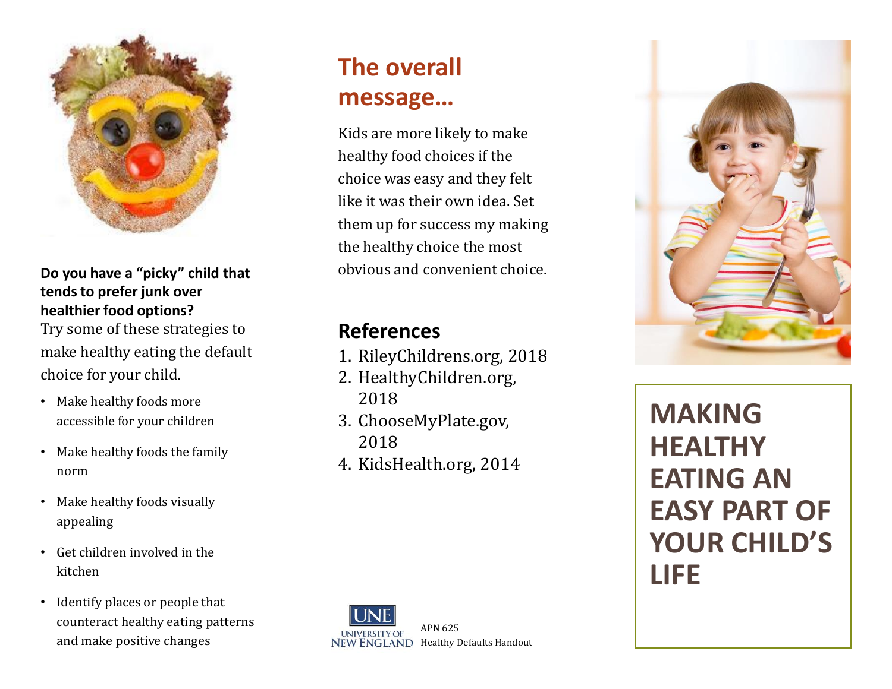**Do you have a "picky" child that tends to prefer junk over healthier food options?**

Try some of these strategies to make healthy eating the default choice for your child.

- Make healthy foods more accessible for your children
- Make healthy foods the family norm
- Make healthy foods visually appealing
- Get children involved in the kitchen
- Identify places or people that counteract healthy eating patterns and make positive changes

## The overall message…

Kids are more likely to make healthy food choices if the choice was easy and they felt like it was their own idea. Set them up for success my making the healthy choice the most obvious and convenient choice.

## References

1. RileyChildrens.org, 2018
2. HealthyChildren.org, 2018
3. ChooseMyPlate.gov, 2018
4. KidsHealth.org, 2014

UNE UNIVERSITY OF NEW ENGLAND

APN 625
Healthy Defaults Handout

# MAKING HEALTHY EATING AN EASY PART OF YOUR CHILD'S LIFE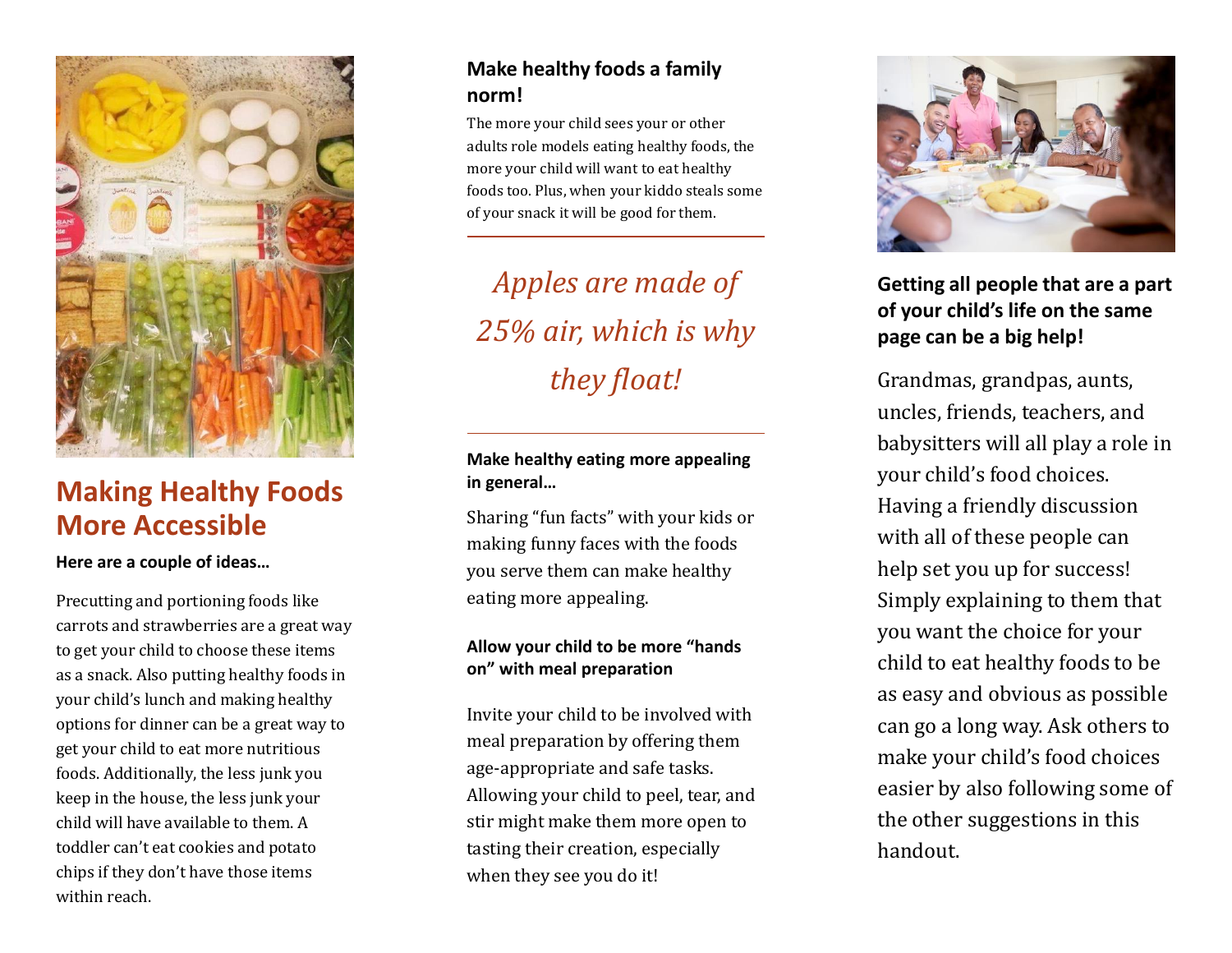## Making Healthy Foods More Accessible

**Here are a couple of ideas…**

Precutting and portioning foods like carrots and strawberries are a great way to get your child to choose these items as a snack. Also putting healthy foods in your child's lunch and making healthy options for dinner can be a great way to get your child to eat more nutritious foods. Additionally, the less junk you keep in the house, the less junk your child will have available to them. A toddler can't eat cookies and potato chips if they don't have those items within reach.

### Make healthy foods a family norm!

The more your child sees your or other adults role models eating healthy foods, the more your child will want to eat healthy foods too. Plus, when your kiddo steals some of your snack it will be good for them.

*Apples are made of 25% air, which is why they float!*

### Make healthy eating more appealing in general…

Sharing "fun facts" with your kids or making funny faces with the foods you serve them can make healthy eating more appealing.

### Allow your child to be more "hands on" with meal preparation

Invite your child to be involved with meal preparation by offering them age-appropriate and safe tasks. Allowing your child to peel, tear, and stir might make them more open to tasting their creation, especially when they see you do it!

### Getting all people that are a part of your child's life on the same page can be a big help!

Grandmas, grandpas, aunts, uncles, friends, teachers, and babysitters will all play a role in your child's food choices. Having a friendly discussion with all of these people can help set you up for success! Simply explaining to them that you want the choice for your child to eat healthy foods to be as easy and obvious as possible can go a long way. Ask others to make your child's food choices easier by also following some of the other suggestions in this handout.